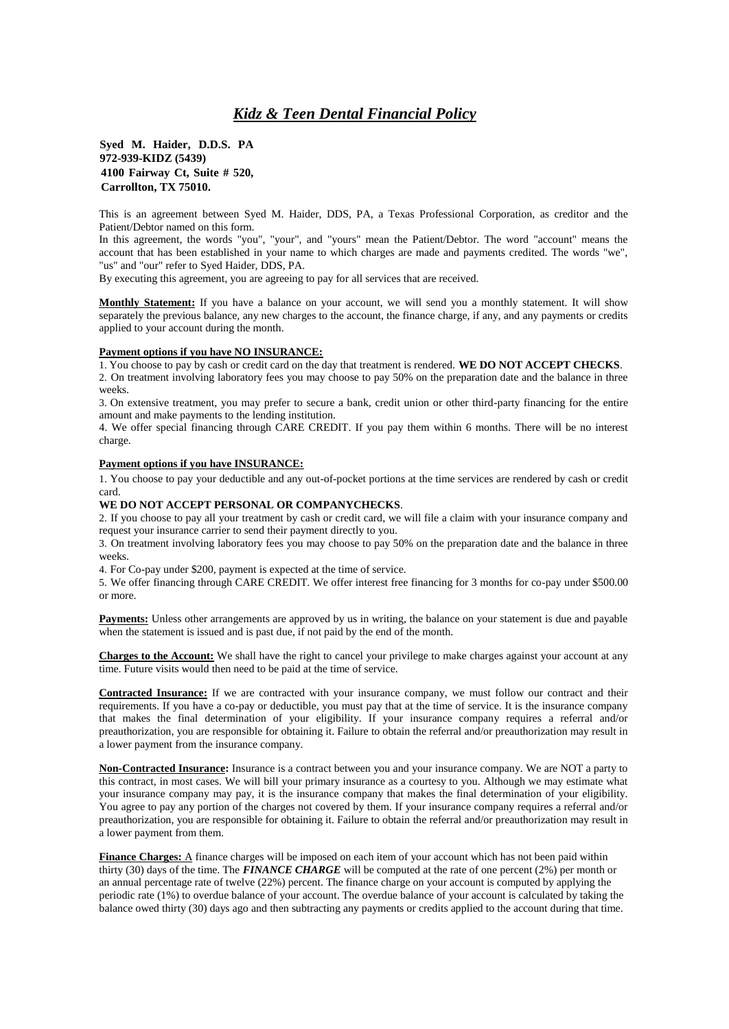# ***Kidz & Teen Dental Financial Policy***

**Syed M. Haider, D.D.S. PA**
**972-939-KIDZ (5439)**
**4100 Fairway Ct, Suite # 520,**
**Carrollton, TX 75010.**

This is an agreement between Syed M. Haider, DDS, PA, a Texas Professional Corporation, as creditor and the Patient/Debtor named on this form.

In this agreement, the words "you", "your", and "yours" mean the Patient/Debtor. The word "account" means the account that has been established in your name to which charges are made and payments credited. The words "we", "us" and "our" refer to Syed Haider, DDS, PA.

By executing this agreement, you are agreeing to pay for all services that are received.

**Monthly Statement:** If you have a balance on your account, we will send you a monthly statement. It will show separately the previous balance, any new charges to the account, the finance charge, if any, and any payments or credits applied to your account during the month.

**Payment options if you have NO INSURANCE:**

1. You choose to pay by cash or credit card on the day that treatment is rendered. **WE DO NOT ACCEPT CHECKS**.
2. On treatment involving laboratory fees you may choose to pay 50% on the preparation date and the balance in three weeks.
3. On extensive treatment, you may prefer to secure a bank, credit union or other third-party financing for the entire amount and make payments to the lending institution.
4. We offer special financing through CARE CREDIT. If you pay them within 6 months. There will be no interest charge.

**Payment options if you have INSURANCE:**

1. You choose to pay your deductible and any out-of-pocket portions at the time services are rendered by cash or credit card.

**WE DO NOT ACCEPT PERSONAL OR COMPANYCHECKS**.

2. If you choose to pay all your treatment by cash or credit card, we will file a claim with your insurance company and request your insurance carrier to send their payment directly to you.
3. On treatment involving laboratory fees you may choose to pay 50% on the preparation date and the balance in three weeks.
4. For Co-pay under $200, payment is expected at the time of service.
5. We offer financing through CARE CREDIT. We offer interest free financing for 3 months for co-pay under $500.00 or more.

**Payments:** Unless other arrangements are approved by us in writing, the balance on your statement is due and payable when the statement is issued and is past due, if not paid by the end of the month.

**Charges to the Account:** We shall have the right to cancel your privilege to make charges against your account at any time. Future visits would then need to be paid at the time of service.

**Contracted Insurance:** If we are contracted with your insurance company, we must follow our contract and their requirements. If you have a co-pay or deductible, you must pay that at the time of service. It is the insurance company that makes the final determination of your eligibility. If your insurance company requires a referral and/or preauthorization, you are responsible for obtaining it. Failure to obtain the referral and/or preauthorization may result in a lower payment from the insurance company.

**Non-Contracted Insurance:** Insurance is a contract between you and your insurance company. We are NOT a party to this contract, in most cases. We will bill your primary insurance as a courtesy to you. Although we may estimate what your insurance company may pay, it is the insurance company that makes the final determination of your eligibility. You agree to pay any portion of the charges not covered by them. If your insurance company requires a referral and/or preauthorization, you are responsible for obtaining it. Failure to obtain the referral and/or preauthorization may result in a lower payment from them.

**Finance Charges:** A finance charges will be imposed on each item of your account which has not been paid within thirty (30) days of the time. The ***FINANCE CHARGE*** will be computed at the rate of one percent (2%) per month or an annual percentage rate of twelve (22%) percent. The finance charge on your account is computed by applying the periodic rate (1%) to overdue balance of your account. The overdue balance of your account is calculated by taking the balance owed thirty (30) days ago and then subtracting any payments or credits applied to the account during that time.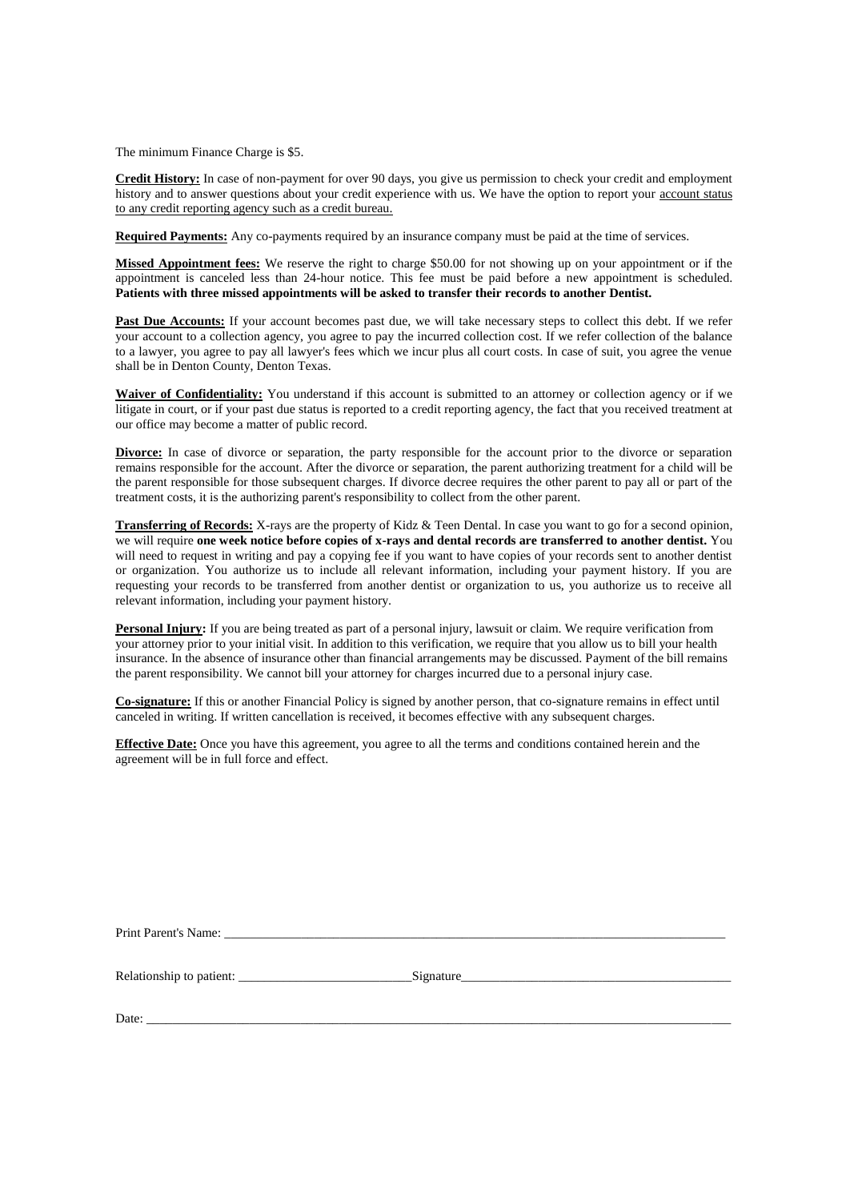The minimum Finance Charge is $5.

**Credit History:** In case of non-payment for over 90 days, you give us permission to check your credit and employment history and to answer questions about your credit experience with us. We have the option to report your account status to any credit reporting agency such as a credit bureau.

**Required Payments:** Any co-payments required by an insurance company must be paid at the time of services.

**Missed Appointment fees:** We reserve the right to charge $50.00 for not showing up on your appointment or if the appointment is canceled less than 24-hour notice. This fee must be paid before a new appointment is scheduled. **Patients with three missed appointments will be asked to transfer their records to another Dentist.**

**Past Due Accounts:** If your account becomes past due, we will take necessary steps to collect this debt. If we refer your account to a collection agency, you agree to pay the incurred collection cost. If we refer collection of the balance to a lawyer, you agree to pay all lawyer's fees which we incur plus all court costs. In case of suit, you agree the venue shall be in Denton County, Denton Texas.

**Waiver of Confidentiality:** You understand if this account is submitted to an attorney or collection agency or if we litigate in court, or if your past due status is reported to a credit reporting agency, the fact that you received treatment at our office may become a matter of public record.

**Divorce:** In case of divorce or separation, the party responsible for the account prior to the divorce or separation remains responsible for the account. After the divorce or separation, the parent authorizing treatment for a child will be the parent responsible for those subsequent charges. If divorce decree requires the other parent to pay all or part of the treatment costs, it is the authorizing parent's responsibility to collect from the other parent.

**Transferring of Records:** X-rays are the property of Kidz & Teen Dental. In case you want to go for a second opinion, we will require **one week notice before copies of x-rays and dental records are transferred to another dentist.** You will need to request in writing and pay a copying fee if you want to have copies of your records sent to another dentist or organization. You authorize us to include all relevant information, including your payment history. If you are requesting your records to be transferred from another dentist or organization to us, you authorize us to receive all relevant information, including your payment history.

**Personal Injury:** If you are being treated as part of a personal injury, lawsuit or claim. We require verification from your attorney prior to your initial visit. In addition to this verification, we require that you allow us to bill your health insurance. In the absence of insurance other than financial arrangements may be discussed. Payment of the bill remains the parent responsibility. We cannot bill your attorney for charges incurred due to a personal injury case.

**Co-signature:** If this or another Financial Policy is signed by another person, that co-signature remains in effect until canceled in writing. If written cancellation is received, it becomes effective with any subsequent charges.

**Effective Date:** Once you have this agreement, you agree to all the terms and conditions contained herein and the agreement will be in full force and effect.

Print Parent's Name: ______________________________________________

Relationship to patient: ___________________________Signature__________________________________________

Date: ______________________________________________